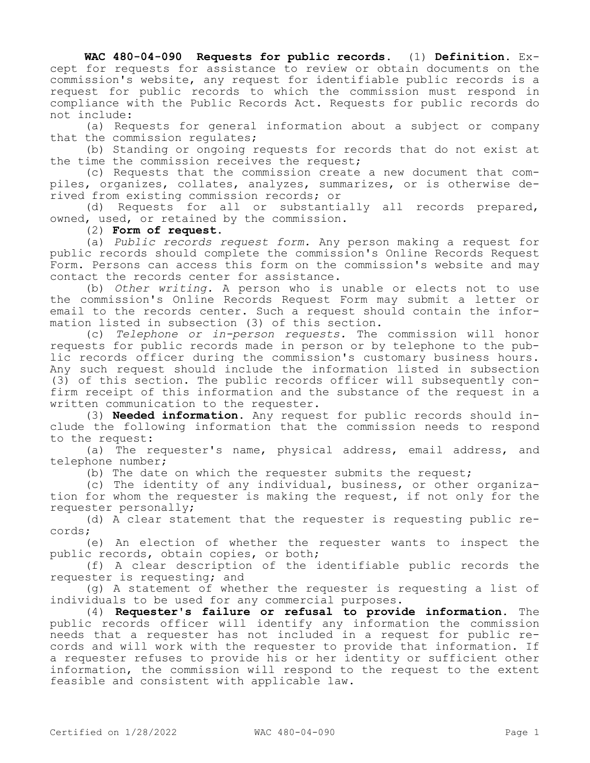**WAC 480-04-090 Requests for public records.** (1) **Definition.** Except for requests for assistance to review or obtain documents on the commission's website, any request for identifiable public records is a request for public records to which the commission must respond in compliance with the Public Records Act. Requests for public records do not include:

(a) Requests for general information about a subject or company that the commission regulates;

(b) Standing or ongoing requests for records that do not exist at the time the commission receives the request;

(c) Requests that the commission create a new document that compiles, organizes, collates, analyzes, summarizes, or is otherwise derived from existing commission records; or

(d) Requests for all or substantially all records prepared, owned, used, or retained by the commission.

(2) **Form of request.**

(a) *Public records request form.* Any person making a request for public records should complete the commission's Online Records Request Form. Persons can access this form on the commission's website and may contact the records center for assistance.

(b) *Other writing.* A person who is unable or elects not to use the commission's Online Records Request Form may submit a letter or email to the records center. Such a request should contain the information listed in subsection (3) of this section.

(c) *Telephone or in-person requests.* The commission will honor requests for public records made in person or by telephone to the public records officer during the commission's customary business hours. Any such request should include the information listed in subsection (3) of this section. The public records officer will subsequently confirm receipt of this information and the substance of the request in a written communication to the requester.

(3) **Needed information.** Any request for public records should include the following information that the commission needs to respond to the request:

(a) The requester's name, physical address, email address, and telephone number;

(b) The date on which the requester submits the request;

(c) The identity of any individual, business, or other organization for whom the requester is making the request, if not only for the requester personally;

(d) A clear statement that the requester is requesting public records;

(e) An election of whether the requester wants to inspect the public records, obtain copies, or both;

(f) A clear description of the identifiable public records the requester is requesting; and

(g) A statement of whether the requester is requesting a list of individuals to be used for any commercial purposes.

(4) **Requester's failure or refusal to provide information.** The public records officer will identify any information the commission needs that a requester has not included in a request for public records and will work with the requester to provide that information. If a requester refuses to provide his or her identity or sufficient other information, the commission will respond to the request to the extent feasible and consistent with applicable law.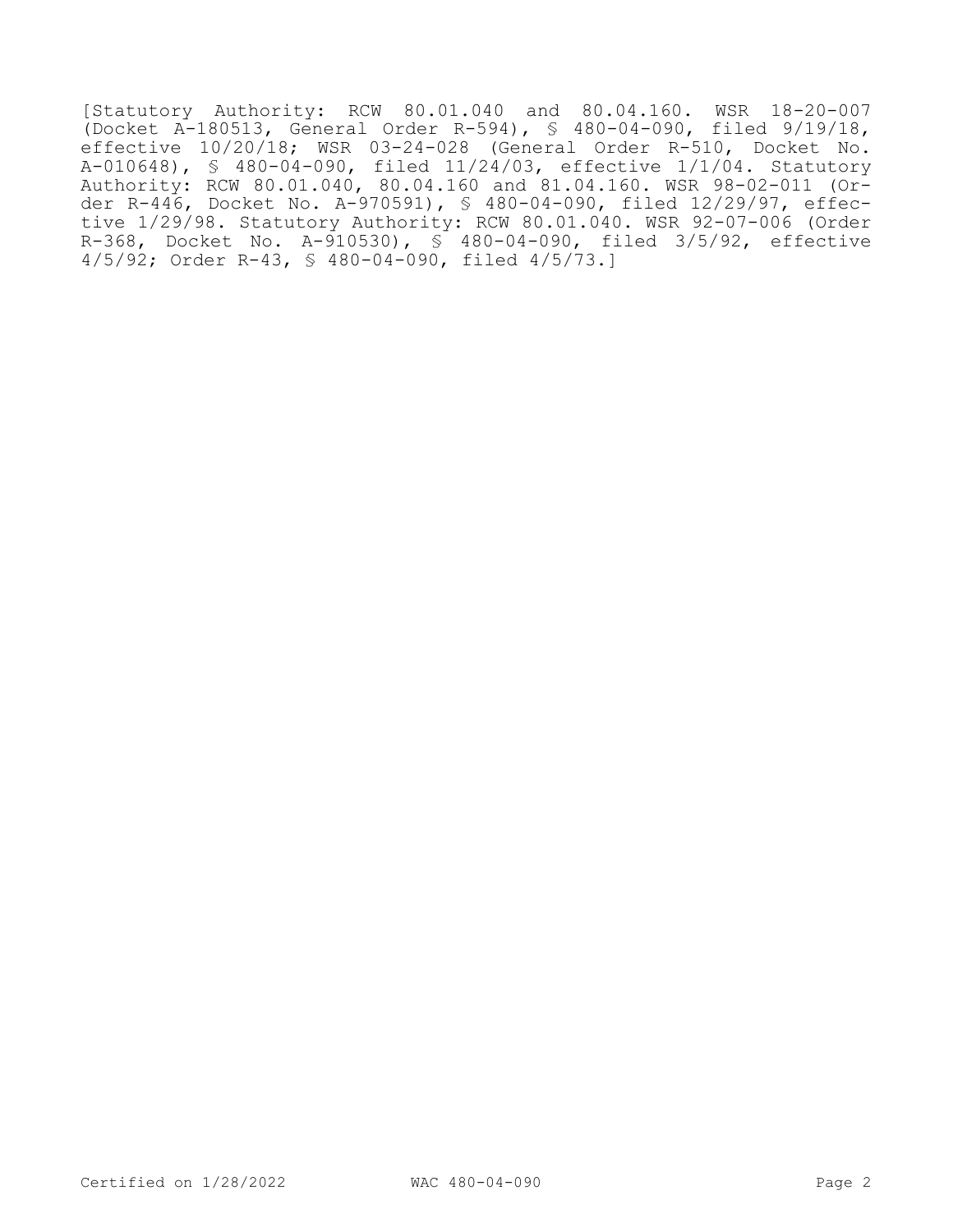[Statutory Authority: RCW 80.01.040 and 80.04.160. WSR 18-20-007 (Docket A-180513, General Order R-594), § 480-04-090, filed 9/19/18, effective 10/20/18; WSR 03-24-028 (General Order R-510, Docket No. A-010648), § 480-04-090, filed 11/24/03, effective 1/1/04. Statutory Authority: RCW 80.01.040, 80.04.160 and 81.04.160. WSR 98-02-011 (Order R-446, Docket No. A-970591), § 480-04-090, filed 12/29/97, effective 1/29/98. Statutory Authority: RCW 80.01.040. WSR 92-07-006 (Order R-368, Docket No. A-910530), § 480-04-090, filed 3/5/92, effective 4/5/92; Order R-43, § 480-04-090, filed 4/5/73.]